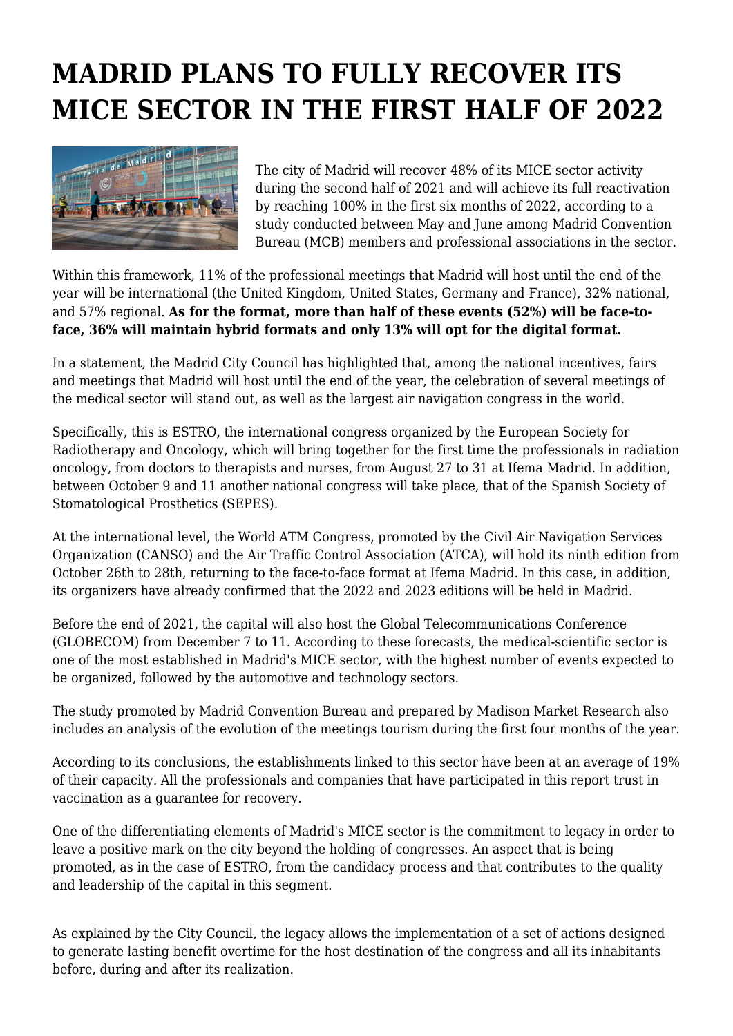# MADRID PLANS TO FULLY RECOVER ITS MICE SECTOR IN THE FIRST HALF OF 2022

The city of Madrid will recover 48% of its MICE sector activity during the second half of 2021 and will achieve its full reactivation by reaching 100% in the first six months of 2022, according to a study conducted between May and June among Madrid Convention Bureau (MCB) members and professional associations in the sector.

Within this framework, 11% of the professional meetings that Madrid will host until the end of the year will be international (the United Kingdom, United States, Germany and France), 32% national, and 57% regional. **As for the format, more than half of these events (52%) will be face-to-face, 36% will maintain hybrid formats and only 13% will opt for the digital format.**

In a statement, the Madrid City Council has highlighted that, among the national incentives, fairs and meetings that Madrid will host until the end of the year, the celebration of several meetings of the medical sector will stand out, as well as the largest air navigation congress in the world.

Specifically, this is ESTRO, the international congress organized by the European Society for Radiotherapy and Oncology, which will bring together for the first time the professionals in radiation oncology, from doctors to therapists and nurses, from August 27 to 31 at Ifema Madrid. In addition, between October 9 and 11 another national congress will take place, that of the Spanish Society of Stomatological Prosthetics (SEPES).

At the international level, the World ATM Congress, promoted by the Civil Air Navigation Services Organization (CANSO) and the Air Traffic Control Association (ATCA), will hold its ninth edition from October 26th to 28th, returning to the face-to-face format at Ifema Madrid. In this case, in addition, its organizers have already confirmed that the 2022 and 2023 editions will be held in Madrid.

Before the end of 2021, the capital will also host the Global Telecommunications Conference (GLOBECOM) from December 7 to 11. According to these forecasts, the medical-scientific sector is one of the most established in Madrid's MICE sector, with the highest number of events expected to be organized, followed by the automotive and technology sectors.

The study promoted by Madrid Convention Bureau and prepared by Madison Market Research also includes an analysis of the evolution of the meetings tourism during the first four months of the year.

According to its conclusions, the establishments linked to this sector have been at an average of 19% of their capacity. All the professionals and companies that have participated in this report trust in vaccination as a guarantee for recovery.

One of the differentiating elements of Madrid's MICE sector is the commitment to legacy in order to leave a positive mark on the city beyond the holding of congresses. An aspect that is being promoted, as in the case of ESTRO, from the candidacy process and that contributes to the quality and leadership of the capital in this segment.

As explained by the City Council, the legacy allows the implementation of a set of actions designed to generate lasting benefit overtime for the host destination of the congress and all its inhabitants before, during and after its realization.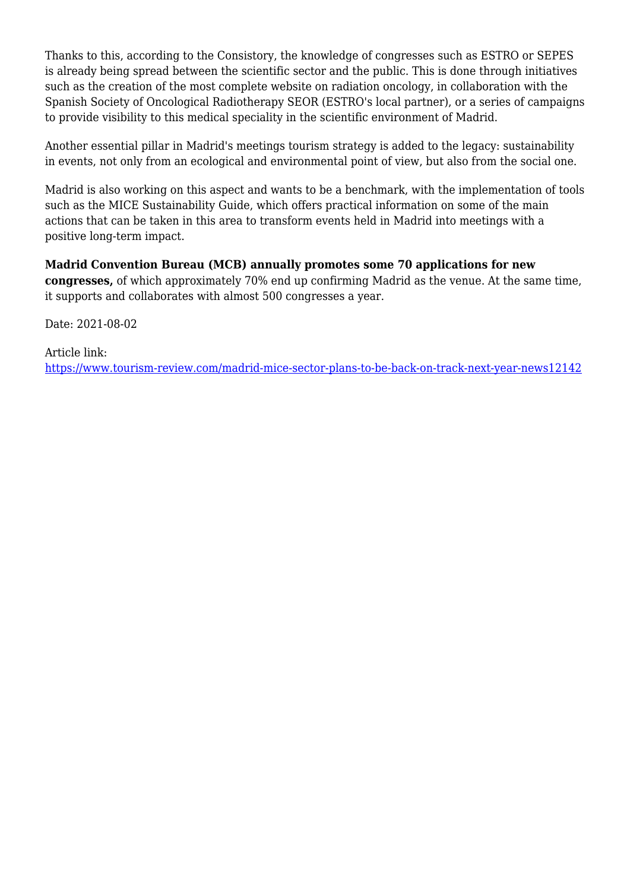Thanks to this, according to the Consistory, the knowledge of congresses such as ESTRO or SEPES is already being spread between the scientific sector and the public. This is done through initiatives such as the creation of the most complete website on radiation oncology, in collaboration with the Spanish Society of Oncological Radiotherapy SEOR (ESTRO's local partner), or a series of campaigns to provide visibility to this medical speciality in the scientific environment of Madrid.

Another essential pillar in Madrid's meetings tourism strategy is added to the legacy: sustainability in events, not only from an ecological and environmental point of view, but also from the social one.

Madrid is also working on this aspect and wants to be a benchmark, with the implementation of tools such as the MICE Sustainability Guide, which offers practical information on some of the main actions that can be taken in this area to transform events held in Madrid into meetings with a positive long-term impact.

**Madrid Convention Bureau (MCB) annually promotes some 70 applications for new congresses,** of which approximately 70% end up confirming Madrid as the venue. At the same time, it supports and collaborates with almost 500 congresses a year.

Date: 2021-08-02

Article link:
https://www.tourism-review.com/madrid-mice-sector-plans-to-be-back-on-track-next-year-news12142